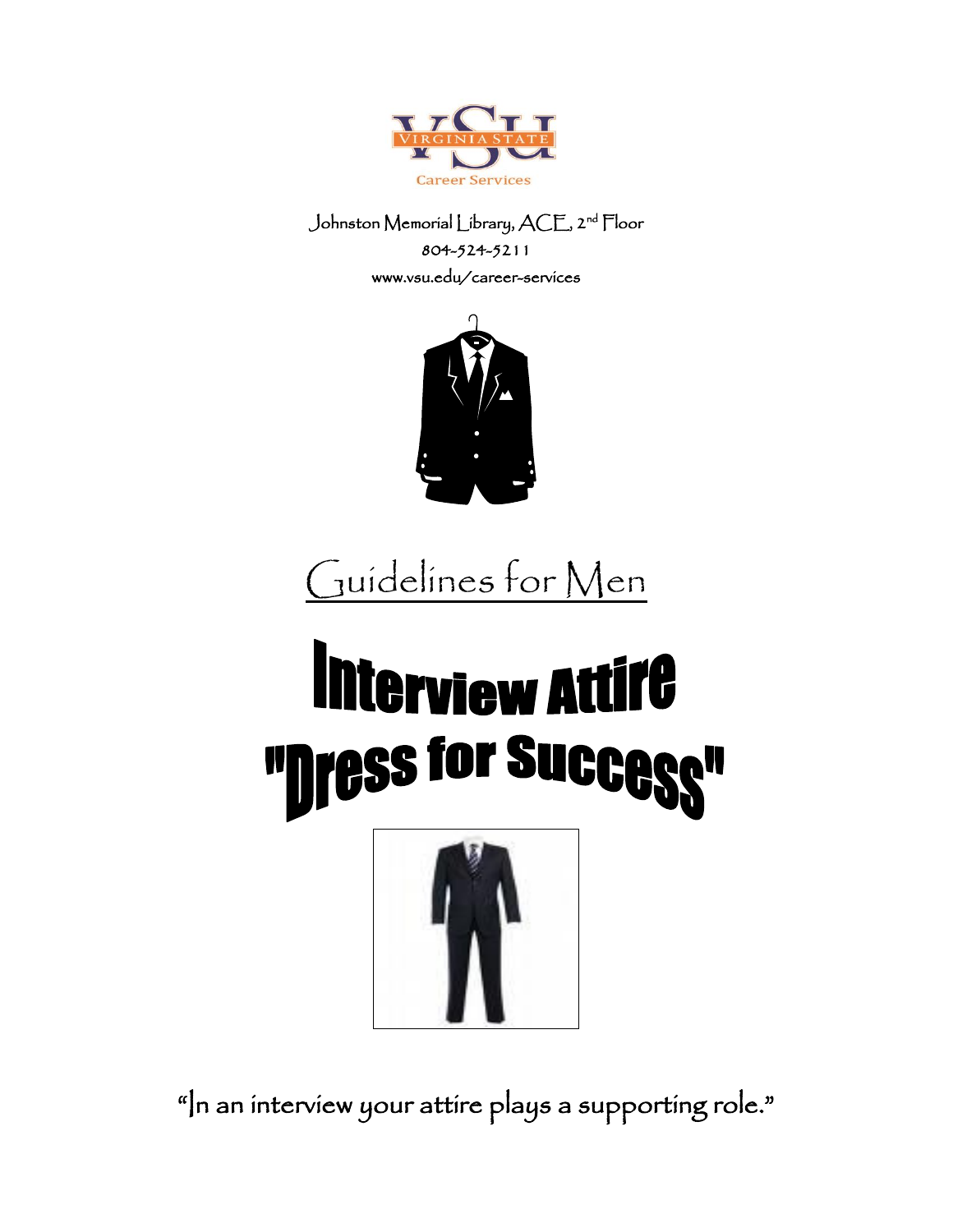VIRGINIA STATE

Career Services

Johnston Memorial Library, ACE, 2nd Floor

804-524-5211

www.vsu.edu/career-services

# Guidelines for Men

# Interview Attire

# "Dress for Success"

"In an interview your attire plays a supporting role."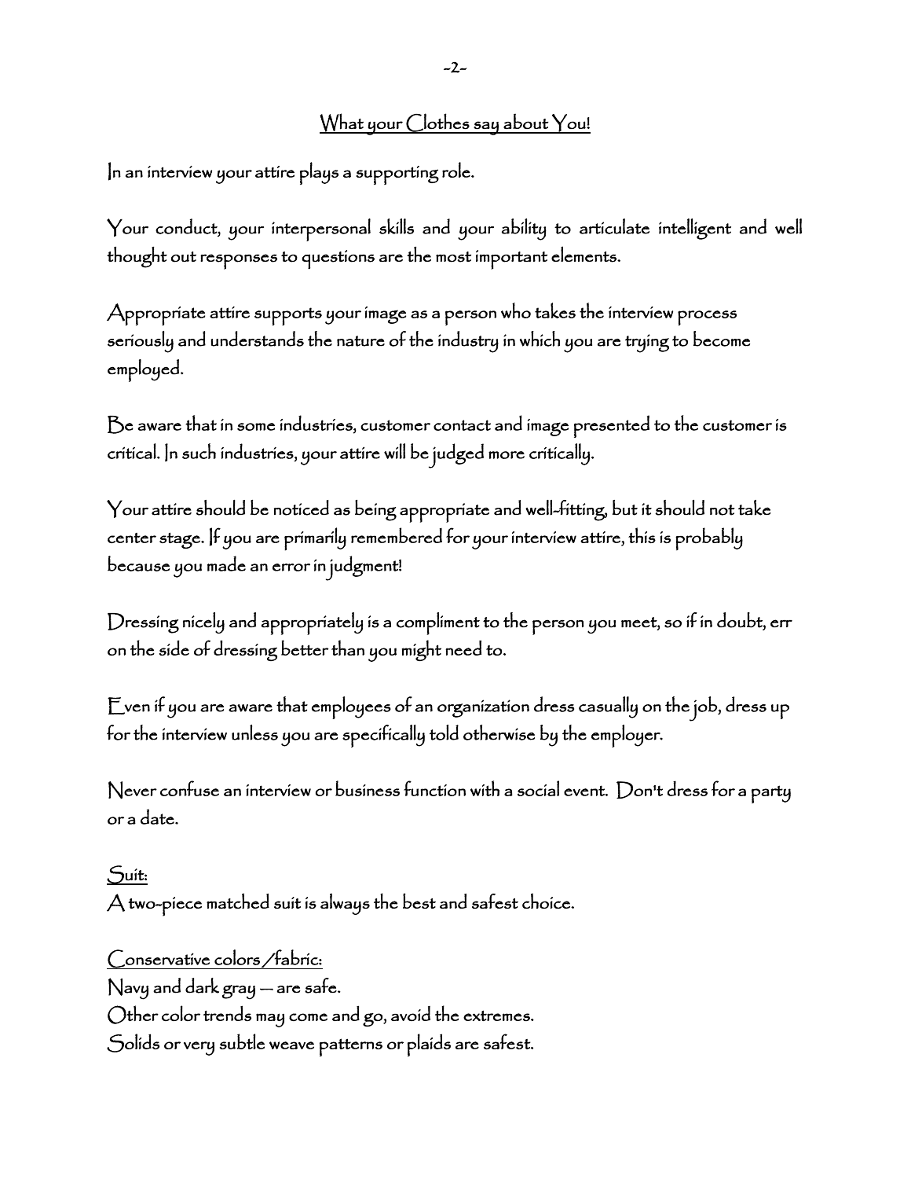## What your Clothes say about You!

In an interview your attire plays a supporting role.

Your conduct, your interpersonal skills and your ability to articulate intelligent and well thought out responses to questions are the most important elements.

Appropriate attire supports your image as a person who takes the interview process seriously and understands the nature of the industry in which you are trying to become employed.

Be aware that in some industries, customer contact and image presented to the customer is critical. In such industries, your attire will be judged more critically.

Your attire should be noticed as being appropriate and well-fitting, but it should not take center stage. If you are primarily remembered for your interview attire, this is probably because you made an error in judgment!

Dressing nicely and appropriately is a compliment to the person you meet, so if in doubt, err on the side of dressing better than you might need to.

Even if you are aware that employees of an organization dress casually on the job, dress up for the interview unless you are specifically told otherwise by the employer.

Never confuse an interview or business function with a social event. Don't dress for a party or a date.

Suit:
A two-piece matched suit is always the best and safest choice.

Conservative colors /fabric:
Navy and dark gray – are safe.
Other color trends may come and go, avoid the extremes.
Solids or very subtle weave patterns or plaids are safest.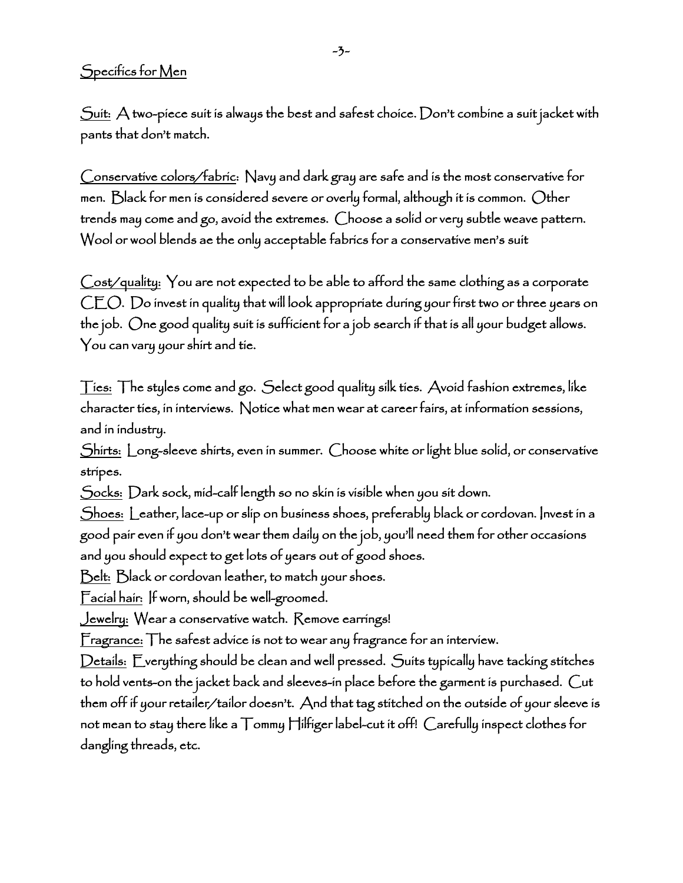Specifics for Men

Suit: A two-piece suit is always the best and safest choice. Don't combine a suit jacket with pants that don't match.

Conservative colors/fabric: Navy and dark gray are safe and is the most conservative for men. Black for men is considered severe or overly formal, although it is common. Other trends may come and go, avoid the extremes. Choose a solid or very subtle weave pattern. Wool or wool blends ae the only acceptable fabrics for a conservative men's suit

Cost/quality: You are not expected to be able to afford the same clothing as a corporate CEO. Do invest in quality that will look appropriate during your first two or three years on the job. One good quality suit is sufficient for a job search if that is all your budget allows. You can vary your shirt and tie.

Ties: The styles come and go. Select good quality silk ties. Avoid fashion extremes, like character ties, in interviews. Notice what men wear at career fairs, at information sessions, and in industry.

Shirts: Long-sleeve shirts, even in summer. Choose white or light blue solid, or conservative stripes.

Socks: Dark sock, mid-calf length so no skin is visible when you sit down.

Shoes: Leather, lace-up or slip on business shoes, preferably black or cordovan. Invest in a good pair even if you don't wear them daily on the job, you'll need them for other occasions and you should expect to get lots of years out of good shoes.

Belt: Black or cordovan leather, to match your shoes.

Facial hair: If worn, should be well-groomed.

Jewelry: Wear a conservative watch. Remove earrings!

Fragrance: The safest advice is not to wear any fragrance for an interview.

Details: Everything should be clean and well pressed. Suits typically have tacking stitches to hold vents-on the jacket back and sleeves-in place before the garment is purchased. Cut them off if your retailer/tailor doesn't. And that tag stitched on the outside of your sleeve is not mean to stay there like a Tommy Hilfiger label-cut it off! Carefully inspect clothes for dangling threads, etc.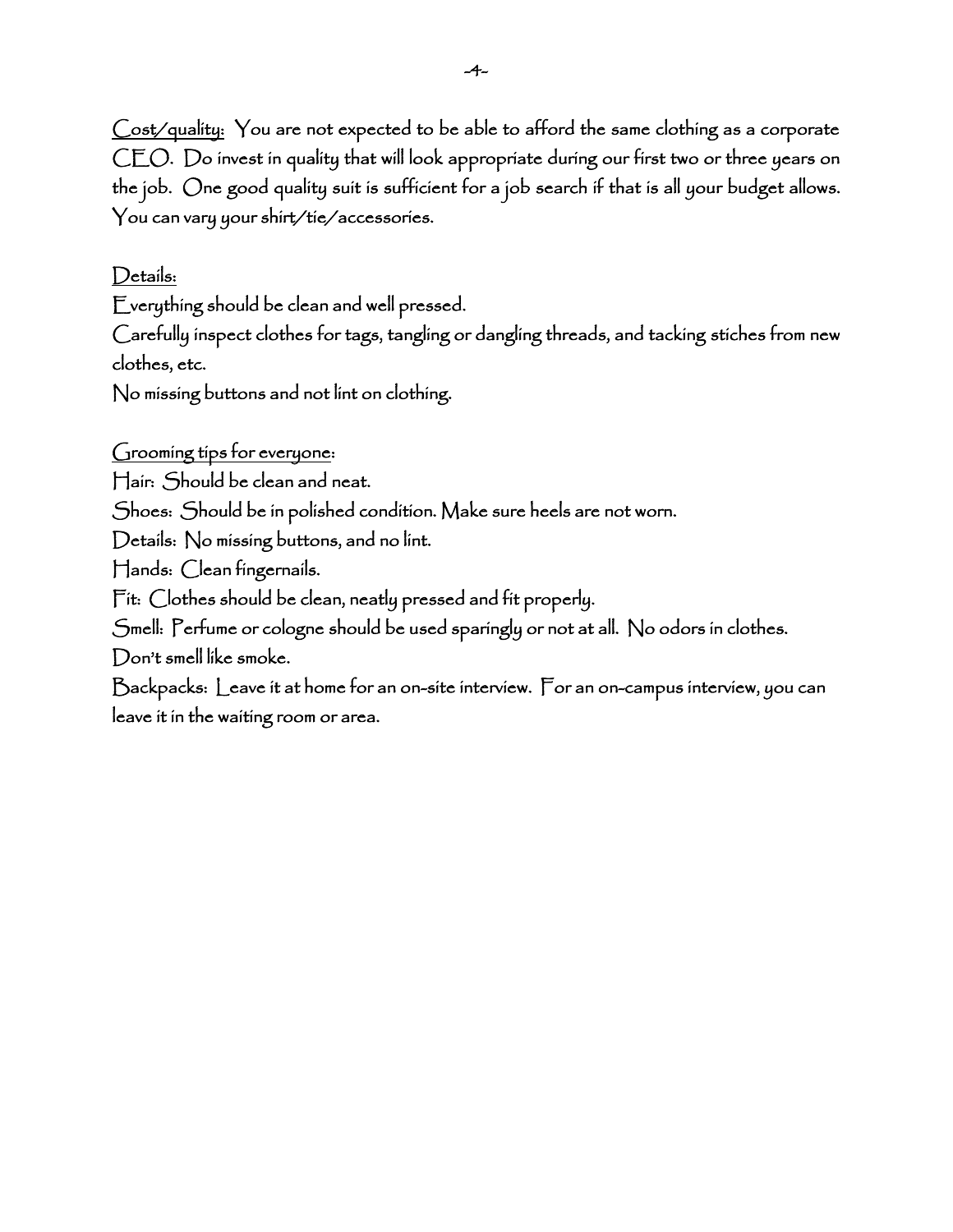Cost/quality: You are not expected to be able to afford the same clothing as a corporate CEO. Do invest in quality that will look appropriate during our first two or three years on the job. One good quality suit is sufficient for a job search if that is all your budget allows. You can vary your shirt/tie/accessories.

Details:

Everything should be clean and well pressed.

Carefully inspect clothes for tags, tangling or dangling threads, and tacking stiches from new clothes, etc.

No missing buttons and not lint on clothing.

Grooming tips for everyone:

Hair: Should be clean and neat.

Shoes: Should be in polished condition. Make sure heels are not worn.

Details: No missing buttons, and no lint.

Hands: Clean fingernails.

Fit: Clothes should be clean, neatly pressed and fit properly.

Smell: Perfume or cologne should be used sparingly or not at all. No odors in clothes. Don't smell like smoke.

Backpacks: Leave it at home for an on-site interview. For an on-campus interview, you can leave it in the waiting room or area.